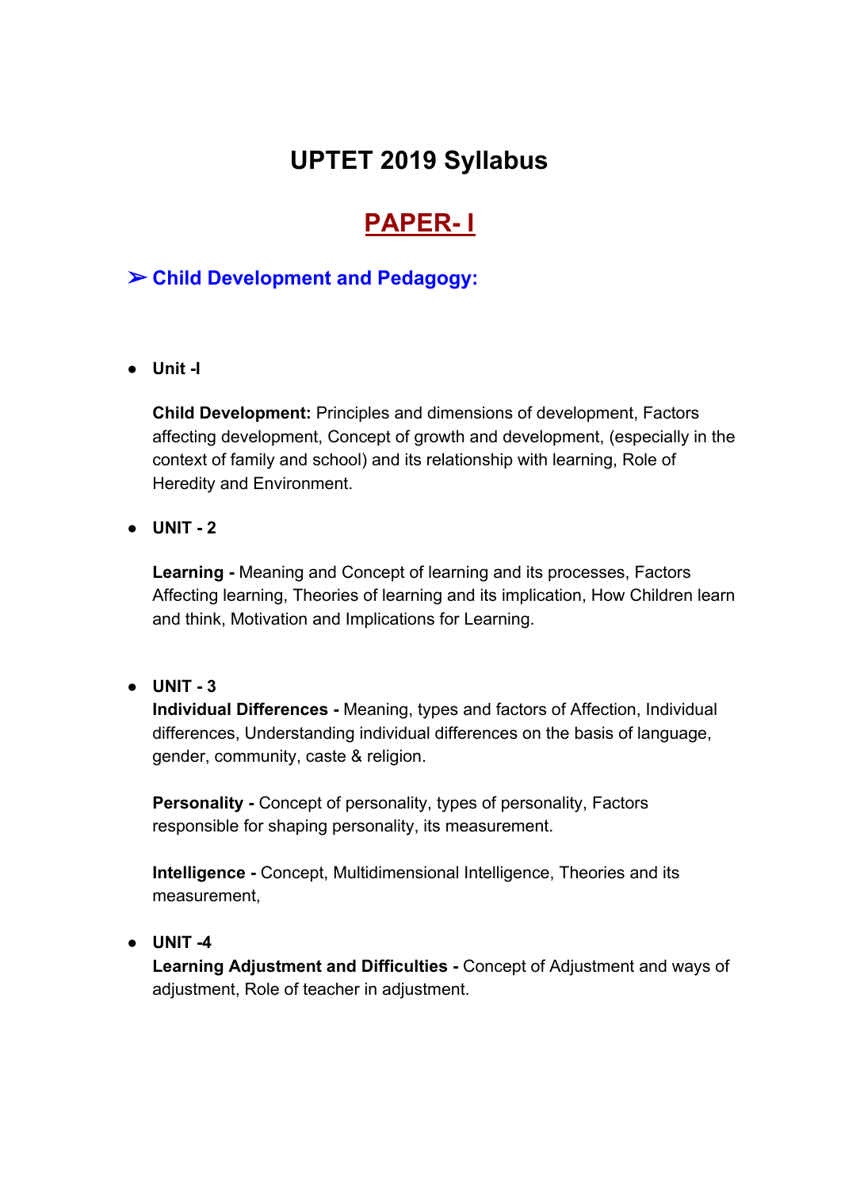# UPTET 2019 Syllabus

## PAPER- I

### ➢ Child Development and Pedagogy:

- **Unit -I**

  **Child Development:** Principles and dimensions of development, Factors affecting development, Concept of growth and development, (especially in the context of family and school) and its relationship with learning, Role of Heredity and Environment.

- **UNIT - 2**

  **Learning -** Meaning and Concept of learning and its processes, Factors Affecting learning, Theories of learning and its implication, How Children learn and think, Motivation and Implications for Learning.

- **UNIT - 3**

  **Individual Differences -** Meaning, types and factors of Affection, Individual differences, Understanding individual differences on the basis of language, gender, community, caste & religion.

  **Personality -** Concept of personality, types of personality, Factors responsible for shaping personality, its measurement.

  **Intelligence -** Concept, Multidimensional Intelligence, Theories and its measurement,

- **UNIT -4**

  **Learning Adjustment and Difficulties -** Concept of Adjustment and ways of adjustment, Role of teacher in adjustment.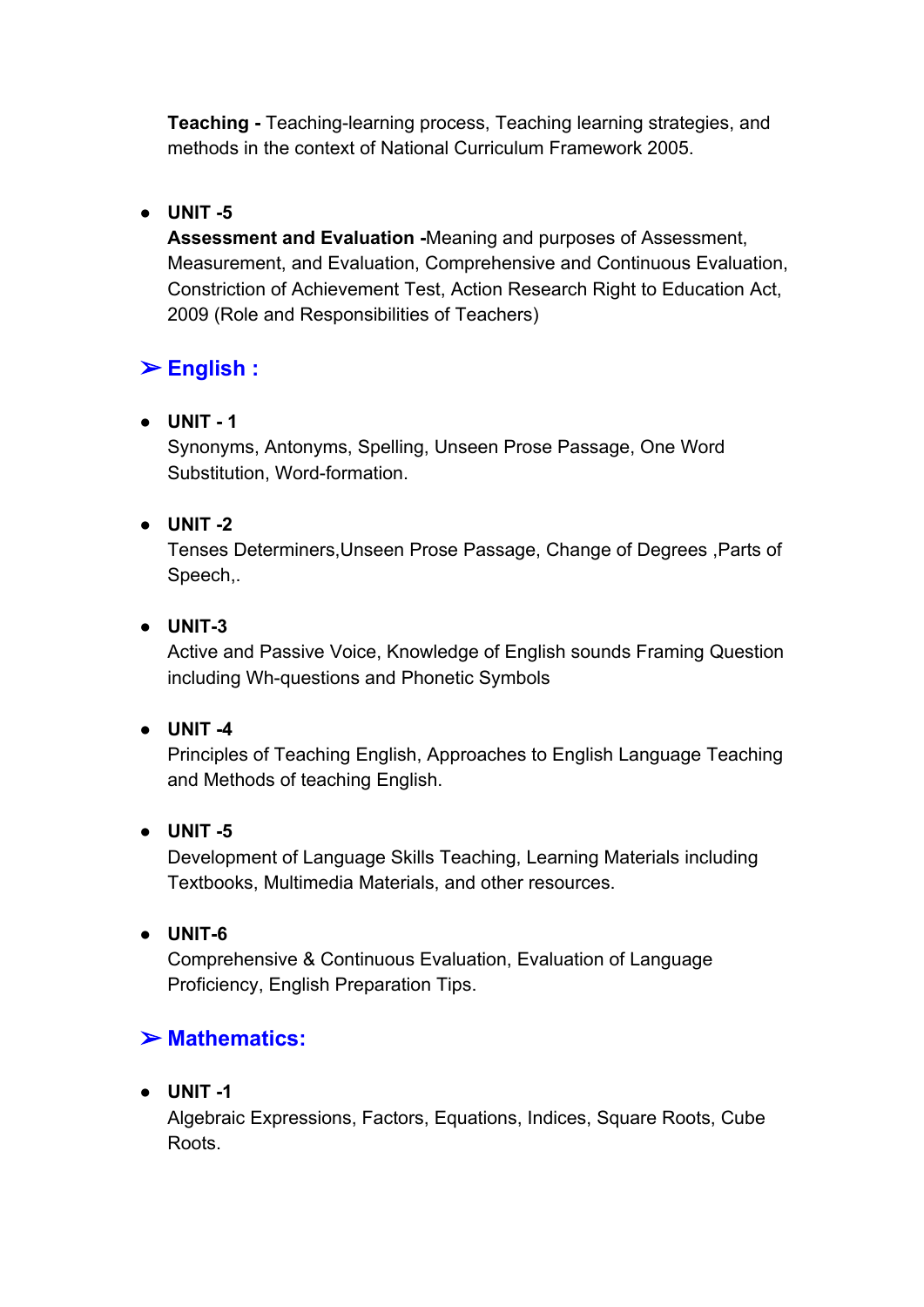**Teaching -** Teaching-learning process, Teaching learning strategies, and methods in the context of National Curriculum Framework 2005.

- **UNIT -5**
  **Assessment and Evaluation -**Meaning and purposes of Assessment, Measurement, and Evaluation, Comprehensive and Continuous Evaluation, Constriction of Achievement Test, Action Research Right to Education Act, 2009 (Role and Responsibilities of Teachers)

## ➢ English :

- **UNIT - 1**
  Synonyms, Antonyms, Spelling, Unseen Prose Passage, One Word Substitution, Word-formation.

- **UNIT -2**
  Tenses Determiners,Unseen Prose Passage, Change of Degrees ,Parts of Speech,.

- **UNIT-3**
  Active and Passive Voice, Knowledge of English sounds Framing Question including Wh-questions and Phonetic Symbols

- **UNIT -4**
  Principles of Teaching English, Approaches to English Language Teaching and Methods of teaching English.

- **UNIT -5**
  Development of Language Skills Teaching, Learning Materials including Textbooks, Multimedia Materials, and other resources.

- **UNIT-6**
  Comprehensive & Continuous Evaluation, Evaluation of Language Proficiency, English Preparation Tips.

## ➢ Mathematics:

- **UNIT -1**
  Algebraic Expressions, Factors, Equations, Indices, Square Roots, Cube Roots.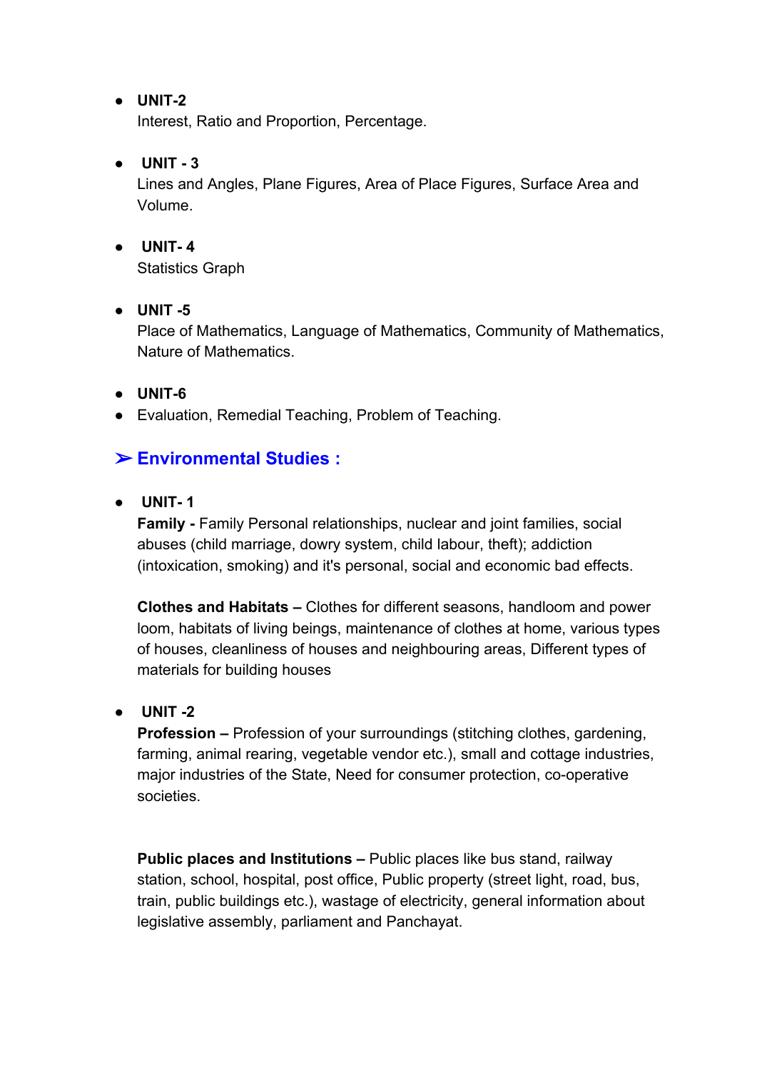- **UNIT-2**
  Interest, Ratio and Proportion, Percentage.

- **UNIT - 3**
  Lines and Angles, Plane Figures, Area of Place Figures, Surface Area and Volume.

- **UNIT- 4**
  Statistics Graph

- **UNIT -5**
  Place of Mathematics, Language of Mathematics, Community of Mathematics, Nature of Mathematics.

- **UNIT-6**
- Evaluation, Remedial Teaching, Problem of Teaching.

## ➢ Environmental Studies :

- **UNIT- 1**
  **Family -** Family Personal relationships, nuclear and joint families, social abuses (child marriage, dowry system, child labour, theft); addiction (intoxication, smoking) and it's personal, social and economic bad effects.

  **Clothes and Habitats –** Clothes for different seasons, handloom and power loom, habitats of living beings, maintenance of clothes at home, various types of houses, cleanliness of houses and neighbouring areas, Different types of materials for building houses

- **UNIT -2**
  **Profession –** Profession of your surroundings (stitching clothes, gardening, farming, animal rearing, vegetable vendor etc.), small and cottage industries, major industries of the State, Need for consumer protection, co-operative societies.

  **Public places and Institutions –** Public places like bus stand, railway station, school, hospital, post office, Public property (street light, road, bus, train, public buildings etc.), wastage of electricity, general information about legislative assembly, parliament and Panchayat.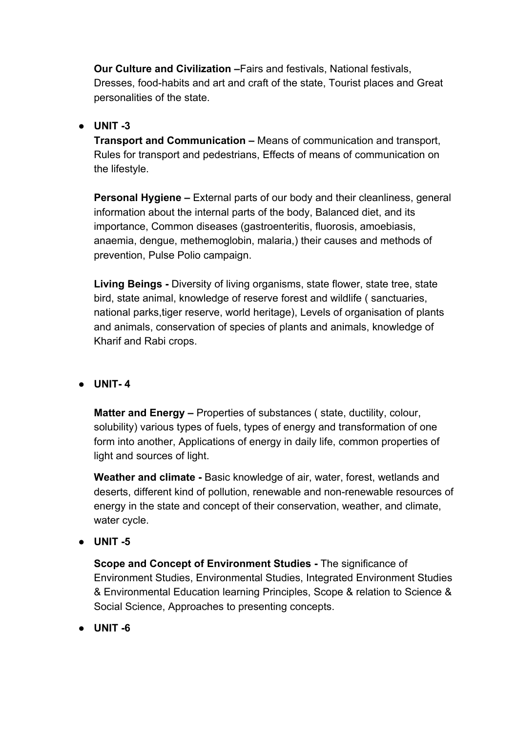**Our Culture and Civilization –**Fairs and festivals, National festivals, Dresses, food-habits and art and craft of the state, Tourist places and Great personalities of the state.

- **UNIT -3**

  **Transport and Communication –** Means of communication and transport, Rules for transport and pedestrians, Effects of means of communication on the lifestyle.

  **Personal Hygiene –** External parts of our body and their cleanliness, general information about the internal parts of the body, Balanced diet, and its importance, Common diseases (gastroenteritis, fluorosis, amoebiasis, anaemia, dengue, methemoglobin, malaria,) their causes and methods of prevention, Pulse Polio campaign.

  **Living Beings -** Diversity of living organisms, state flower, state tree, state bird, state animal, knowledge of reserve forest and wildlife ( sanctuaries, national parks,tiger reserve, world heritage), Levels of organisation of plants and animals, conservation of species of plants and animals, knowledge of Kharif and Rabi crops.

- **UNIT- 4**

  **Matter and Energy –** Properties of substances ( state, ductility, colour, solubility) various types of fuels, types of energy and transformation of one form into another, Applications of energy in daily life, common properties of light and sources of light.

  **Weather and climate -** Basic knowledge of air, water, forest, wetlands and deserts, different kind of pollution, renewable and non-renewable resources of energy in the state and concept of their conservation, weather, and climate, water cycle.

- **UNIT -5**

  **Scope and Concept of Environment Studies -** The significance of Environment Studies, Environmental Studies, Integrated Environment Studies & Environmental Education learning Principles, Scope & relation to Science & Social Science, Approaches to presenting concepts.

- **UNIT -6**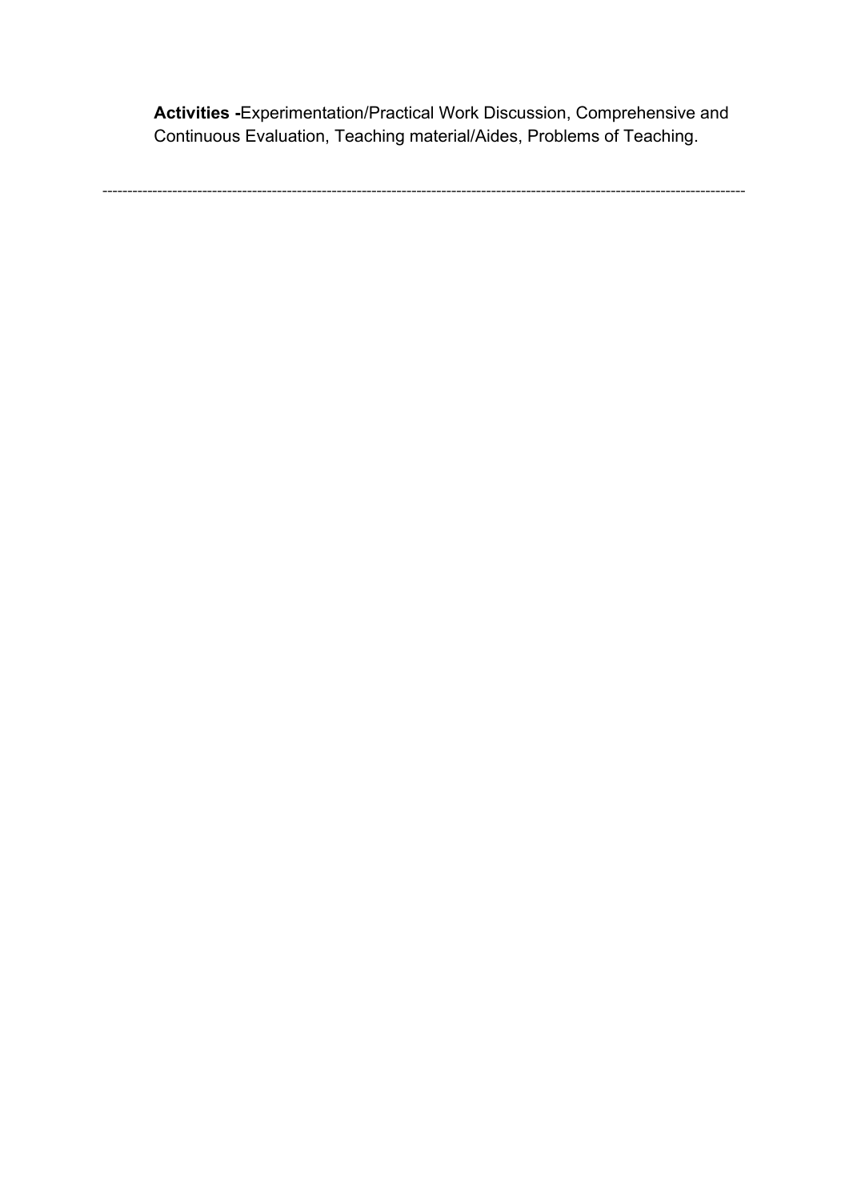**Activities -**Experimentation/Practical Work Discussion, Comprehensive and Continuous Evaluation, Teaching material/Aides, Problems of Teaching.

---